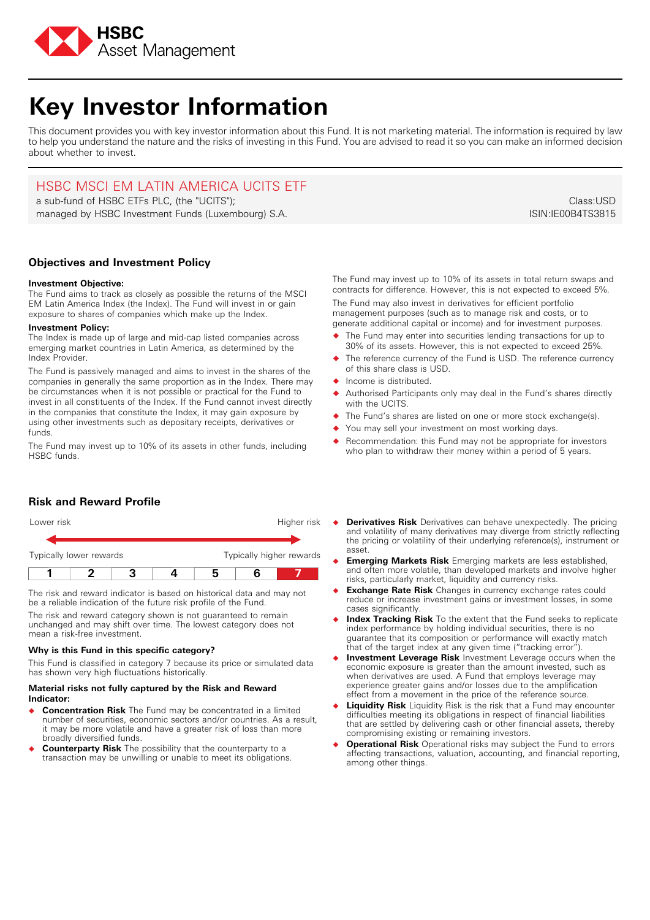HSBC Asset Management

# Key Investor Information

This document provides you with key investor information about this Fund. It is not marketing material. The information is required by law to help you understand the nature and the risks of investing in this Fund. You are advised to read it so you can make an informed decision about whether to invest.

## HSBC MSCI EM LATIN AMERICA UCITS ETF

a sub-fund of HSBC ETFs PLC, (the "UCITS");
managed by HSBC Investment Funds (Luxembourg) S.A.

Class:USD
ISIN:IE00B4TS3815

## Objectives and Investment Policy

**Investment Objective:**
The Fund aims to track as closely as possible the returns of the MSCI EM Latin America Index (the Index). The Fund will invest in or gain exposure to shares of companies which make up the Index.

**Investment Policy:**
The Index is made up of large and mid-cap listed companies across emerging market countries in Latin America, as determined by the Index Provider.

The Fund is passively managed and aims to invest in the shares of the companies in generally the same proportion as in the Index. There may be circumstances when it is not possible or practical for the Fund to invest in all constituents of the Index. If the Fund cannot invest directly in the companies that constitute the Index, it may gain exposure by using other investments such as depositary receipts, derivatives or funds.

The Fund may invest up to 10% of its assets in other funds, including HSBC funds.

The Fund may invest up to 10% of its assets in total return swaps and contracts for difference. However, this is not expected to exceed 5%.

The Fund may also invest in derivatives for efficient portfolio management purposes (such as to manage risk and costs, or to generate additional capital or income) and for investment purposes.

- The Fund may enter into securities lending transactions for up to 30% of its assets. However, this is not expected to exceed 25%.
- The reference currency of the Fund is USD. The reference currency of this share class is USD.
- Income is distributed.
- Authorised Participants only may deal in the Fund's shares directly with the UCITS.
- The Fund's shares are listed on one or more stock exchange(s).
- You may sell your investment on most working days.
- Recommendation: this Fund may not be appropriate for investors who plan to withdraw their money within a period of 5 years.

## Risk and Reward Profile

Lower risk — Higher risk

Typically lower rewards — Typically higher rewards

| 1 | 2 | 3 | 4 | 5 | 6 | **7** |
|---|---|---|---|---|---|---|

The risk and reward indicator is based on historical data and may not be a reliable indication of the future risk profile of the Fund.

The risk and reward category shown is not guaranteed to remain unchanged and may shift over time. The lowest category does not mean a risk-free investment.

**Why is this Fund in this specific category?**

This Fund is classified in category 7 because its price or simulated data has shown very high fluctuations historically.

**Material risks not fully captured by the Risk and Reward Indicator:**

- **Concentration Risk** The Fund may be concentrated in a limited number of securities, economic sectors and/or countries. As a result, it may be more volatile and have a greater risk of loss than more broadly diversified funds.
- **Counterparty Risk** The possibility that the counterparty to a transaction may be unwilling or unable to meet its obligations.
- **Derivatives Risk** Derivatives can behave unexpectedly. The pricing and volatility of many derivatives may diverge from strictly reflecting the pricing or volatility of their underlying reference(s), instrument or asset.
- **Emerging Markets Risk** Emerging markets are less established, and often more volatile, than developed markets and involve higher risks, particularly market, liquidity and currency risks.
- **Exchange Rate Risk** Changes in currency exchange rates could reduce or increase investment gains or investment losses, in some cases significantly.
- **Index Tracking Risk** To the extent that the Fund seeks to replicate index performance by holding individual securities, there is no guarantee that its composition or performance will exactly match that of the target index at any given time ("tracking error").
- **Investment Leverage Risk** Investment Leverage occurs when the economic exposure is greater than the amount invested, such as when derivatives are used. A Fund that employs leverage may experience greater gains and/or losses due to the amplification effect from a movement in the price of the reference source.
- **Liquidity Risk** Liquidity Risk is the risk that a Fund may encounter difficulties meeting its obligations in respect of financial liabilities that are settled by delivering cash or other financial assets, thereby compromising existing or remaining investors.
- **Operational Risk** Operational risks may subject the Fund to errors affecting transactions, valuation, accounting, and financial reporting, among other things.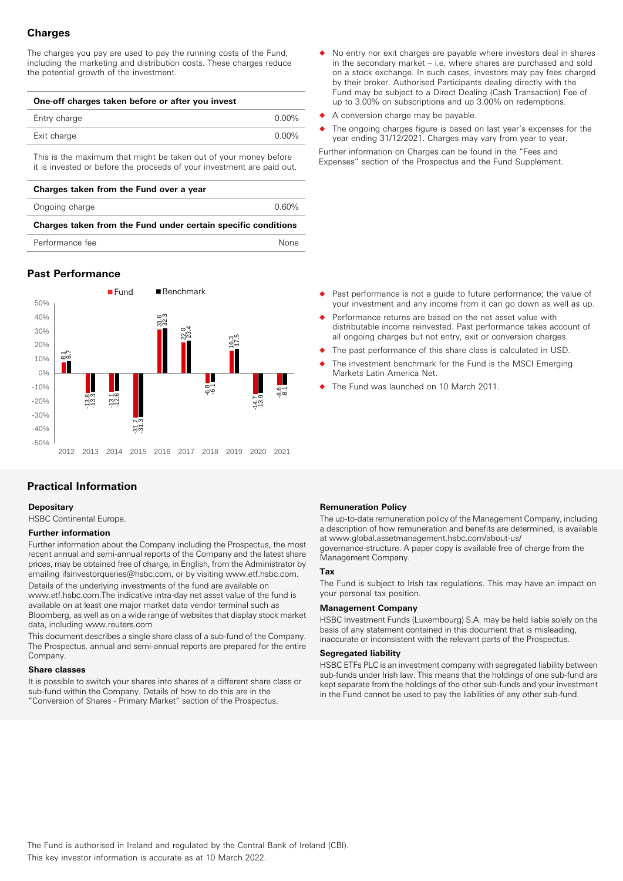## Charges

The charges you pay are used to pay the running costs of the Fund, including the marketing and distribution costs. These charges reduce the potential growth of the investment.

| One-off charges taken before or after you invest | |
|---|---|
| Entry charge | 0.00% |
| Exit charge | 0.00% |

This is the maximum that might be taken out of your money before it is invested or before the proceeds of your investment are paid out.

| Charges taken from the Fund over a year | |
|---|---|
| Ongoing charge | 0.60% |
| **Charges taken from the Fund under certain specific conditions** | |
| Performance fee | None |

- No entry nor exit charges are payable where investors deal in shares in the secondary market – i.e. where shares are purchased and sold on a stock exchange. In such cases, investors may pay fees charged by their broker. Authorised Participants dealing directly with the Fund may be subject to a Direct Dealing (Cash Transaction) Fee of up to 3.00% on subscriptions and up 3.00% on redemptions.
- A conversion charge may be payable.
- The ongoing charges figure is based on last year's expenses for the year ending 31/12/2021. Charges may vary from year to year.

Further information on Charges can be found in the "Fees and Expenses" section of the Prospectus and the Fund Supplement.

## Past Performance

Fund
Benchmark

50%
40%
30%
20%
10%
0%
-10%
-20%
-30%
-40%
-50%

2012: 8.1 8.7
2013: -13.8 -13.3
2014: -13.1 -12.6
2015: -31.7 -31.3
2016: 31.6 32.3
2017: 22.0 23.4
2018: -6.8 -6.1
2019: 16.3 17.5
2020: -14.7 -13.9
2021: -8.6 -8.1

- Past performance is not a guide to future performance; the value of your investment and any income from it can go down as well as up.
- Performance returns are based on the net asset value with distributable income reinvested. Past performance takes account of all ongoing charges but not entry, exit or conversion charges.
- The past performance of this share class is calculated in USD.
- The investment benchmark for the Fund is the MSCI Emerging Markets Latin America Net.
- The Fund was launched on 10 March 2011.

## Practical Information

**Depositary**

HSBC Continental Europe.

**Further information**

Further information about the Company including the Prospectus, the most recent annual and semi-annual reports of the Company and the latest share prices, may be obtained free of charge, in English, from the Administrator by emailing ifsinvestorqueries@hsbc.com, or by visiting www.etf.hsbc.com.

Details of the underlying investments of the fund are available on www.etf.hsbc.com.The indicative intra-day net asset value of the fund is available on at least one major market data vendor terminal such as Bloomberg, as well as on a wide range of websites that display stock market data, including www.reuters.com

This document describes a single share class of a sub-fund of the Company. The Prospectus, annual and semi-annual reports are prepared for the entire Company.

**Share classes**

It is possible to switch your shares into shares of a different share class or sub-fund within the Company. Details of how to do this are in the "Conversion of Shares - Primary Market" section of the Prospectus.

**Remuneration Policy**

The up-to-date remuneration policy of the Management Company, including a description of how remuneration and benefits are determined, is available at www.global.assetmanagement.hsbc.com/about-us/governance-structure. A paper copy is available free of charge from the Management Company.

**Tax**

The Fund is subject to Irish tax regulations. This may have an impact on your personal tax position.

**Management Company**

HSBC Investment Funds (Luxembourg) S.A. may be held liable solely on the basis of any statement contained in this document that is misleading, inaccurate or inconsistent with the relevant parts of the Prospectus.

**Segregated liability**

HSBC ETFs PLC is an investment company with segregated liability between sub-funds under Irish law. This means that the holdings of one sub-fund are kept separate from the holdings of the other sub-funds and your investment in the Fund cannot be used to pay the liabilities of any other sub-fund.

The Fund is authorised in Ireland and regulated by the Central Bank of Ireland (CBI).
This key investor information is accurate as at 10 March 2022.